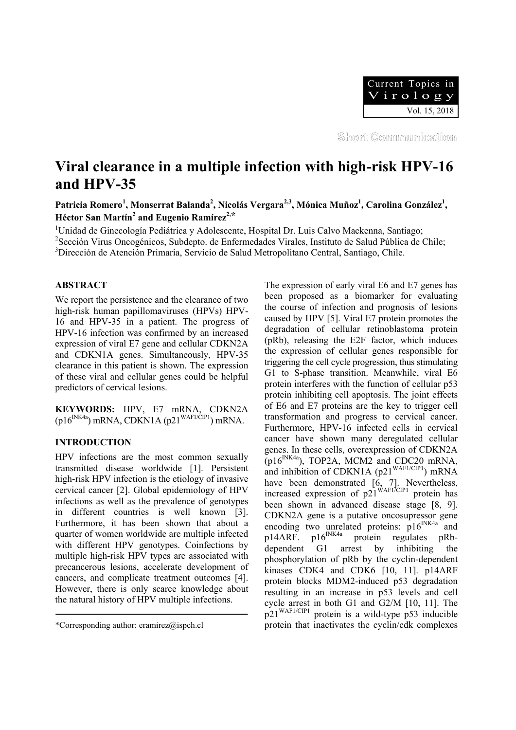Short Communication

# Viral clearance in a multiple infection with high-risk HPV-16 and HPV-35

**Patricia Romero[1], Monserrat Balanda[2], Nicolás Vergara[2,3], Mónica Muñoz[1], Carolina González[1], Héctor San Martín[2] and Eugenio Ramírez[2,*]**

[1]Unidad de Ginecología Pediátrica y Adolescente, Hospital Dr. Luis Calvo Mackenna, Santiago;
[2]Sección Virus Oncogénicos, Subdepto. de Enfermedades Virales, Instituto de Salud Pública de Chile;
[3]Dirección de Atención Primaria, Servicio de Salud Metropolitano Central, Santiago, Chile.

## ABSTRACT

We report the persistence and the clearance of two high-risk human papillomaviruses (HPVs) HPV-16 and HPV-35 in a patient. The progress of HPV-16 infection was confirmed by an increased expression of viral E7 gene and cellular CDKN2A and CDKN1A genes. Simultaneously, HPV-35 clearance in this patient is shown. The expression of these viral and cellular genes could be helpful predictors of cervical lesions.

**KEYWORDS:** HPV, E7 mRNA, CDKN2A ($p16^{INK4a}$) mRNA, CDKN1A ($p21^{WAF1/CIP1}$) mRNA.

## INTRODUCTION

HPV infections are the most common sexually transmitted disease worldwide [1]. Persistent high-risk HPV infection is the etiology of invasive cervical cancer [2]. Global epidemiology of HPV infections as well as the prevalence of genotypes in different countries is well known [3]. Furthermore, it has been shown that about a quarter of women worldwide are multiple infected with different HPV genotypes. Coinfections by multiple high-risk HPV types are associated with precancerous lesions, accelerate development of cancers, and complicate treatment outcomes [4]. However, there is only scarce knowledge about the natural history of HPV multiple infections.

The expression of early viral E6 and E7 genes has been proposed as a biomarker for evaluating the course of infection and prognosis of lesions caused by HPV [5]. Viral E7 protein promotes the degradation of cellular retinoblastoma protein (pRb), releasing the E2F factor, which induces the expression of cellular genes responsible for triggering the cell cycle progression, thus stimulating G1 to S-phase transition. Meanwhile, viral E6 protein interferes with the function of cellular p53 protein inhibiting cell apoptosis. The joint effects of E6 and E7 proteins are the key to trigger cell transformation and progress to cervical cancer. Furthermore, HPV-16 infected cells in cervical cancer have shown many deregulated cellular genes. In these cells, overexpression of CDKN2A ($p16^{INK4a}$), TOP2A, MCM2 and CDC20 mRNA, and inhibition of CDKN1A ($p21^{WAF1/CIP1}$) mRNA have been demonstrated [6, 7]. Nevertheless, increased expression of $p21^{WAF1/CIP1}$ protein has been shown in advanced disease stage [8, 9]. CDKN2A gene is a putative oncosupressor gene encoding two unrelated proteins: $p16^{INK4a}$ and p14ARF. $p16^{INK4a}$ protein regulates pRb-dependent G1 arrest by inhibiting the phosphorylation of pRb by the cyclin-dependent kinases CDK4 and CDK6 [10, 11]. p14ARF protein blocks MDM2-induced p53 degradation resulting in an increase in p53 levels and cell cycle arrest in both G1 and G2/M [10, 11]. The $p21^{WAF1/CIP1}$ protein is a wild-type p53 inducible protein that inactivates the cyclin/cdk complexes

*Corresponding author: eramirez@ispch.cl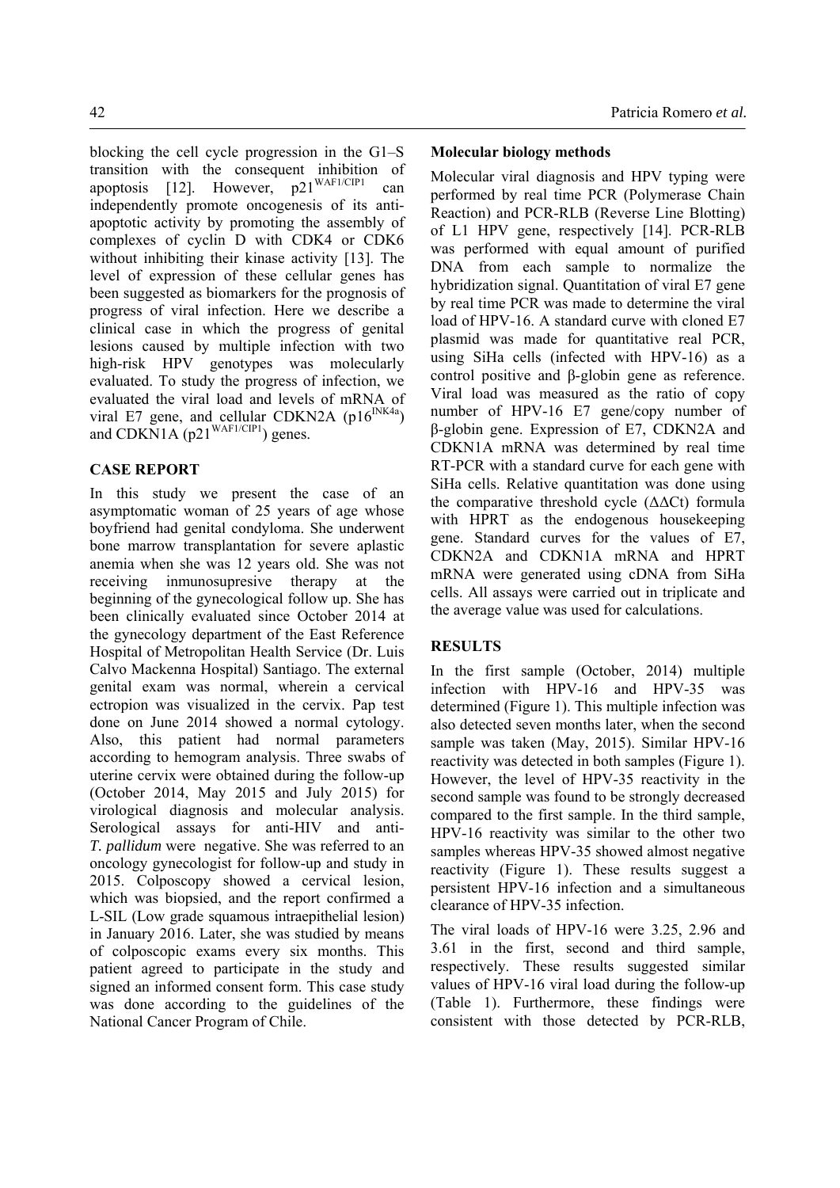blocking the cell cycle progression in the G1–S transition with the consequent inhibition of apoptosis [12]. However, p21$^{WAF1/CIP1}$ can independently promote oncogenesis of its anti-apoptotic activity by promoting the assembly of complexes of cyclin D with CDK4 or CDK6 without inhibiting their kinase activity [13]. The level of expression of these cellular genes has been suggested as biomarkers for the prognosis of progress of viral infection. Here we describe a clinical case in which the progress of genital lesions caused by multiple infection with two high-risk HPV genotypes was molecularly evaluated. To study the progress of infection, we evaluated the viral load and levels of mRNA of viral E7 gene, and cellular CDKN2A (p16$^{INK4a}$) and CDKN1A (p21$^{WAF1/CIP1}$) genes.

## CASE REPORT

In this study we present the case of an asymptomatic woman of 25 years of age whose boyfriend had genital condyloma. She underwent bone marrow transplantation for severe aplastic anemia when she was 12 years old. She was not receiving inmunosupresive therapy at the beginning of the gynecological follow up. She has been clinically evaluated since October 2014 at the gynecology department of the East Reference Hospital of Metropolitan Health Service (Dr. Luis Calvo Mackenna Hospital) Santiago. The external genital exam was normal, wherein a cervical ectropion was visualized in the cervix. Pap test done on June 2014 showed a normal cytology. Also, this patient had normal parameters according to hemogram analysis. Three swabs of uterine cervix were obtained during the follow-up (October 2014, May 2015 and July 2015) for virological diagnosis and molecular analysis. Serological assays for anti-HIV and anti-*T. pallidum* were negative. She was referred to an oncology gynecologist for follow-up and study in 2015. Colposcopy showed a cervical lesion, which was biopsied, and the report confirmed a L-SIL (Low grade squamous intraepithelial lesion) in January 2016. Later, she was studied by means of colposcopic exams every six months. This patient agreed to participate in the study and signed an informed consent form. This case study was done according to the guidelines of the National Cancer Program of Chile.

### Molecular biology methods

Molecular viral diagnosis and HPV typing were performed by real time PCR (Polymerase Chain Reaction) and PCR-RLB (Reverse Line Blotting) of L1 HPV gene, respectively [14]. PCR-RLB was performed with equal amount of purified DNA from each sample to normalize the hybridization signal. Quantitation of viral E7 gene by real time PCR was made to determine the viral load of HPV-16. A standard curve with cloned E7 plasmid was made for quantitative real PCR, using SiHa cells (infected with HPV-16) as a control positive and β-globin gene as reference. Viral load was measured as the ratio of copy number of HPV-16 E7 gene/copy number of β-globin gene. Expression of E7, CDKN2A and CDKN1A mRNA was determined by real time RT-PCR with a standard curve for each gene with SiHa cells. Relative quantitation was done using the comparative threshold cycle (ΔΔCt) formula with HPRT as the endogenous housekeeping gene. Standard curves for the values of E7, CDKN2A and CDKN1A mRNA and HPRT mRNA were generated using cDNA from SiHa cells. All assays were carried out in triplicate and the average value was used for calculations.

## RESULTS

In the first sample (October, 2014) multiple infection with HPV-16 and HPV-35 was determined (Figure 1). This multiple infection was also detected seven months later, when the second sample was taken (May, 2015). Similar HPV-16 reactivity was detected in both samples (Figure 1). However, the level of HPV-35 reactivity in the second sample was found to be strongly decreased compared to the first sample. In the third sample, HPV-16 reactivity was similar to the other two samples whereas HPV-35 showed almost negative reactivity (Figure 1). These results suggest a persistent HPV-16 infection and a simultaneous clearance of HPV-35 infection.

The viral loads of HPV-16 were 3.25, 2.96 and 3.61 in the first, second and third sample, respectively. These results suggested similar values of HPV-16 viral load during the follow-up (Table 1). Furthermore, these findings were consistent with those detected by PCR-RLB,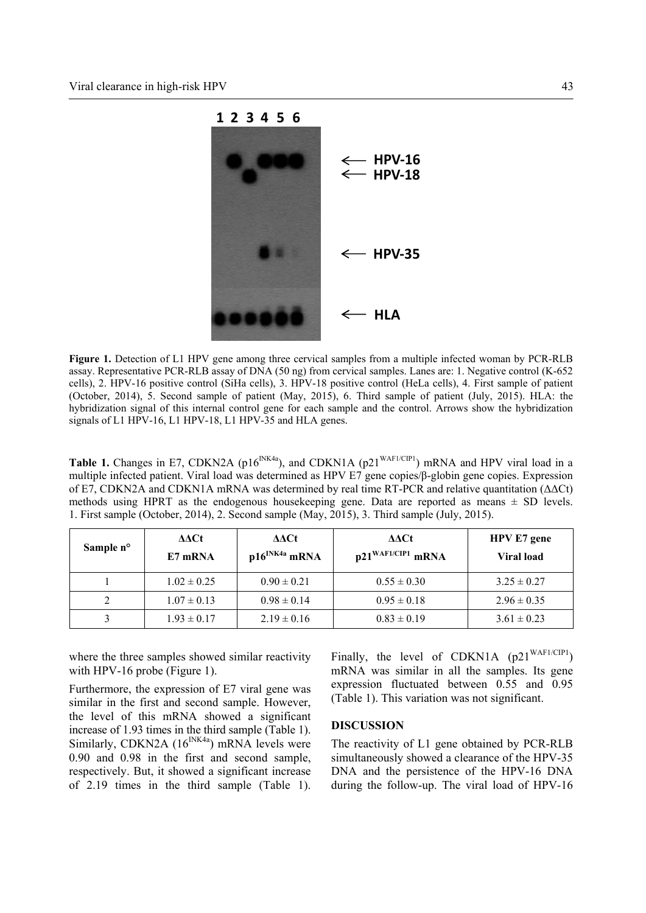**Figure 1.** Detection of L1 HPV gene among three cervical samples from a multiple infected woman by PCR-RLB assay. Representative PCR-RLB assay of DNA (50 ng) from cervical samples. Lanes are: 1. Negative control (K-652 cells), 2. HPV-16 positive control (SiHa cells), 3. HPV-18 positive control (HeLa cells), 4. First sample of patient (October, 2014), 5. Second sample of patient (May, 2015), 6. Third sample of patient (July, 2015). HLA: the hybridization signal of this internal control gene for each sample and the control. Arrows show the hybridization signals of L1 HPV-16, L1 HPV-18, L1 HPV-35 and HLA genes.

**Table 1.** Changes in E7, CDKN2A ($p16^{INK4a}$), and CDKN1A ($p21^{WAF1/CIP1}$) mRNA and HPV viral load in a multiple infected patient. Viral load was determined as HPV E7 gene copies/β-globin gene copies. Expression of E7, CDKN2A and CDKN1A mRNA was determined by real time RT-PCR and relative quantitation (ΔΔCt) methods using HPRT as the endogenous housekeeping gene. Data are reported as means ± SD levels. 1. First sample (October, 2014), 2. Second sample (May, 2015), 3. Third sample (July, 2015).

| Sample n° | ΔΔCt E7 mRNA | ΔΔCt $p16^{INK4a}$ mRNA | ΔΔCt $p21^{WAF1/CIP1}$ mRNA | HPV E7 gene Viral load |
|---|---|---|---|---|
| 1 | 1.02 ± 0.25 | 0.90 ± 0.21 | 0.55 ± 0.30 | 3.25 ± 0.27 |
| 2 | 1.07 ± 0.13 | 0.98 ± 0.14 | 0.95 ± 0.18 | 2.96 ± 0.35 |
| 3 | 1.93 ± 0.17 | 2.19 ± 0.16 | 0.83 ± 0.19 | 3.61 ± 0.23 |

where the three samples showed similar reactivity with HPV-16 probe (Figure 1).

Furthermore, the expression of E7 viral gene was similar in the first and second sample. However, the level of this mRNA showed a significant increase of 1.93 times in the third sample (Table 1). Similarly, CDKN2A ($16^{INK4a}$) mRNA levels were 0.90 and 0.98 in the first and second sample, respectively. But, it showed a significant increase of 2.19 times in the third sample (Table 1). Finally, the level of CDKN1A ($p21^{WAF1/CIP1}$) mRNA was similar in all the samples. Its gene expression fluctuated between 0.55 and 0.95 (Table 1). This variation was not significant.

## DISCUSSION

The reactivity of L1 gene obtained by PCR-RLB simultaneously showed a clearance of the HPV-35 DNA and the persistence of the HPV-16 DNA during the follow-up. The viral load of HPV-16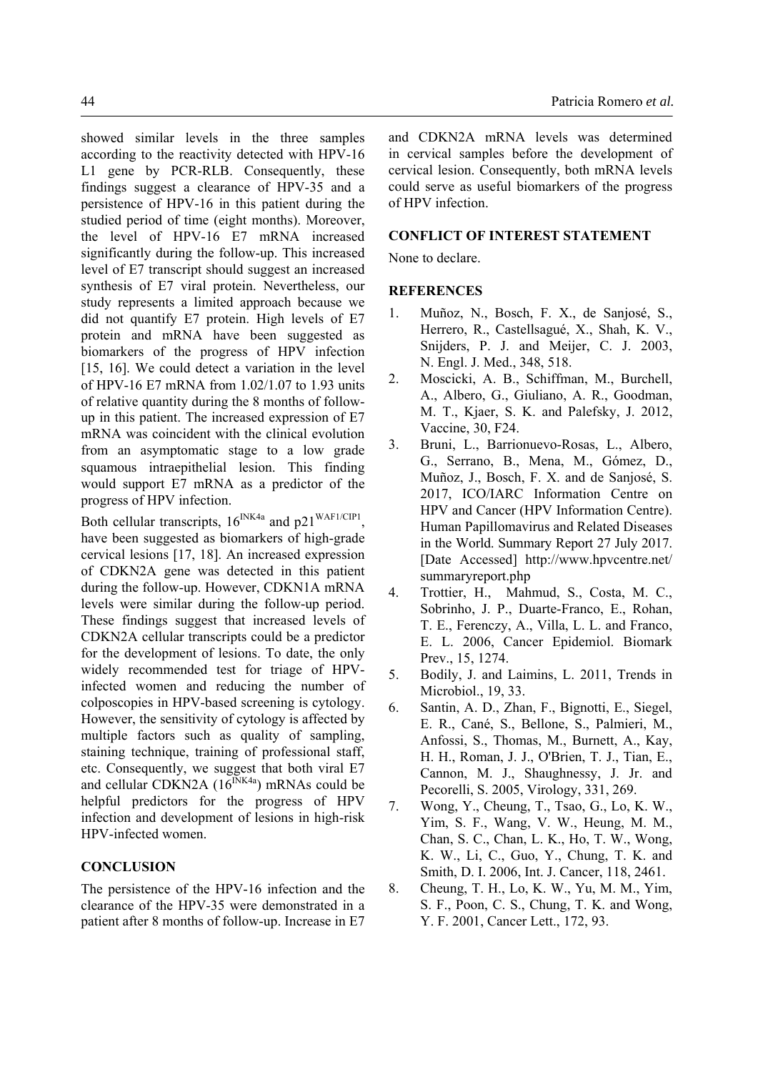showed similar levels in the three samples according to the reactivity detected with HPV-16 L1 gene by PCR-RLB. Consequently, these findings suggest a clearance of HPV-35 and a persistence of HPV-16 in this patient during the studied period of time (eight months). Moreover, the level of HPV-16 E7 mRNA increased significantly during the follow-up. This increased level of E7 transcript should suggest an increased synthesis of E7 viral protein. Nevertheless, our study represents a limited approach because we did not quantify E7 protein. High levels of E7 protein and mRNA have been suggested as biomarkers of the progress of HPV infection [15, 16]. We could detect a variation in the level of HPV-16 E7 mRNA from 1.02/1.07 to 1.93 units of relative quantity during the 8 months of follow-up in this patient. The increased expression of E7 mRNA was coincident with the clinical evolution from an asymptomatic stage to a low grade squamous intraepithelial lesion. This finding would support E7 mRNA as a predictor of the progress of HPV infection.

Both cellular transcripts, $16^{INK4a}$ and $p21^{WAF1/CIP1}$, have been suggested as biomarkers of high-grade cervical lesions [17, 18]. An increased expression of CDKN2A gene was detected in this patient during the follow-up. However, CDKN1A mRNA levels were similar during the follow-up period. These findings suggest that increased levels of CDKN2A cellular transcripts could be a predictor for the development of lesions. To date, the only widely recommended test for triage of HPV-infected women and reducing the number of colposcopies in HPV-based screening is cytology. However, the sensitivity of cytology is affected by multiple factors such as quality of sampling, staining technique, training of professional staff, etc. Consequently, we suggest that both viral E7 and cellular CDKN2A ($16^{INK4a}$) mRNAs could be helpful predictors for the progress of HPV infection and development of lesions in high-risk HPV-infected women.

## CONCLUSION

The persistence of the HPV-16 infection and the clearance of the HPV-35 were demonstrated in a patient after 8 months of follow-up. Increase in E7 and CDKN2A mRNA levels was determined in cervical samples before the development of cervical lesion. Consequently, both mRNA levels could serve as useful biomarkers of the progress of HPV infection.

## CONFLICT OF INTEREST STATEMENT

None to declare.

## REFERENCES

1. Muñoz, N., Bosch, F. X., de Sanjosé, S., Herrero, R., Castellsagué, X., Shah, K. V., Snijders, P. J. and Meijer, C. J. 2003, N. Engl. J. Med., 348, 518.
2. Moscicki, A. B., Schiffman, M., Burchell, A., Albero, G., Giuliano, A. R., Goodman, M. T., Kjaer, S. K. and Palefsky, J. 2012, Vaccine, 30, F24.
3. Bruni, L., Barrionuevo-Rosas, L., Albero, G., Serrano, B., Mena, M., Gómez, D., Muñoz, J., Bosch, F. X. and de Sanjosé, S. 2017, ICO/IARC Information Centre on HPV and Cancer (HPV Information Centre). Human Papillomavirus and Related Diseases in the World. Summary Report 27 July 2017. [Date Accessed] http://www.hpvcentre.net/summaryreport.php
4. Trottier, H., Mahmud, S., Costa, M. C., Sobrinho, J. P., Duarte-Franco, E., Rohan, T. E., Ferenczy, A., Villa, L. L. and Franco, E. L. 2006, Cancer Epidemiol. Biomark Prev., 15, 1274.
5. Bodily, J. and Laimins, L. 2011, Trends in Microbiol., 19, 33.
6. Santin, A. D., Zhan, F., Bignotti, E., Siegel, E. R., Cané, S., Bellone, S., Palmieri, M., Anfossi, S., Thomas, M., Burnett, A., Kay, H. H., Roman, J. J., O'Brien, T. J., Tian, E., Cannon, M. J., Shaughnessy, J. Jr. and Pecorelli, S. 2005, Virology, 331, 269.
7. Wong, Y., Cheung, T., Tsao, G., Lo, K. W., Yim, S. F., Wang, V. W., Heung, M. M., Chan, S. C., Chan, L. K., Ho, T. W., Wong, K. W., Li, C., Guo, Y., Chung, T. K. and Smith, D. I. 2006, Int. J. Cancer, 118, 2461.
8. Cheung, T. H., Lo, K. W., Yu, M. M., Yim, S. F., Poon, C. S., Chung, T. K. and Wong, Y. F. 2001, Cancer Lett., 172, 93.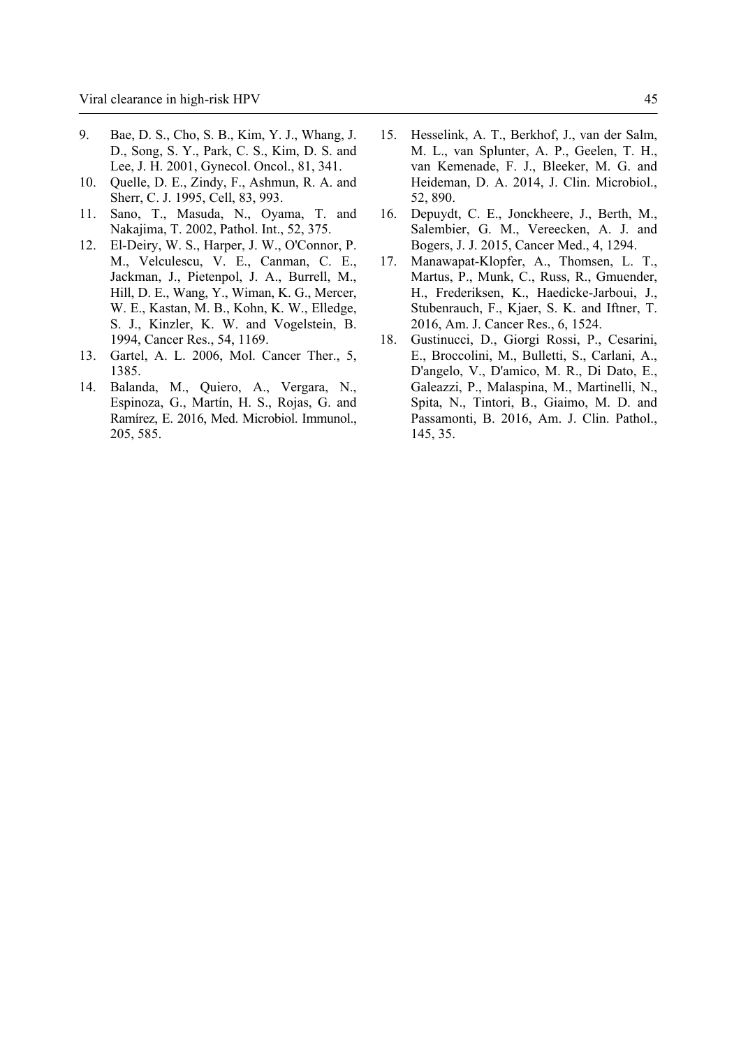9. Bae, D. S., Cho, S. B., Kim, Y. J., Whang, J. D., Song, S. Y., Park, C. S., Kim, D. S. and Lee, J. H. 2001, Gynecol. Oncol., 81, 341.
10. Quelle, D. E., Zindy, F., Ashmun, R. A. and Sherr, C. J. 1995, Cell, 83, 993.
11. Sano, T., Masuda, N., Oyama, T. and Nakajima, T. 2002, Pathol. Int., 52, 375.
12. El-Deiry, W. S., Harper, J. W., O'Connor, P. M., Velculescu, V. E., Canman, C. E., Jackman, J., Pietenpol, J. A., Burrell, M., Hill, D. E., Wang, Y., Wiman, K. G., Mercer, W. E., Kastan, M. B., Kohn, K. W., Elledge, S. J., Kinzler, K. W. and Vogelstein, B. 1994, Cancer Res., 54, 1169.
13. Gartel, A. L. 2006, Mol. Cancer Ther., 5, 1385.
14. Balanda, M., Quiero, A., Vergara, N., Espinoza, G., Martín, H. S., Rojas, G. and Ramírez, E. 2016, Med. Microbiol. Immunol., 205, 585.
15. Hesselink, A. T., Berkhof, J., van der Salm, M. L., van Splunter, A. P., Geelen, T. H., van Kemenade, F. J., Bleeker, M. G. and Heideman, D. A. 2014, J. Clin. Microbiol., 52, 890.
16. Depuydt, C. E., Jonckheere, J., Berth, M., Salembier, G. M., Vereecken, A. J. and Bogers, J. J. 2015, Cancer Med., 4, 1294.
17. Manawapat-Klopfer, A., Thomsen, L. T., Martus, P., Munk, C., Russ, R., Gmuender, H., Frederiksen, K., Haedicke-Jarboui, J., Stubenrauch, F., Kjaer, S. K. and Iftner, T. 2016, Am. J. Cancer Res., 6, 1524.
18. Gustinucci, D., Giorgi Rossi, P., Cesarini, E., Broccolini, M., Bulletti, S., Carlani, A., D'angelo, V., D'amico, M. R., Di Dato, E., Galeazzi, P., Malaspina, M., Martinelli, N., Spita, N., Tintori, B., Giaimo, M. D. and Passamonti, B. 2016, Am. J. Clin. Pathol., 145, 35.